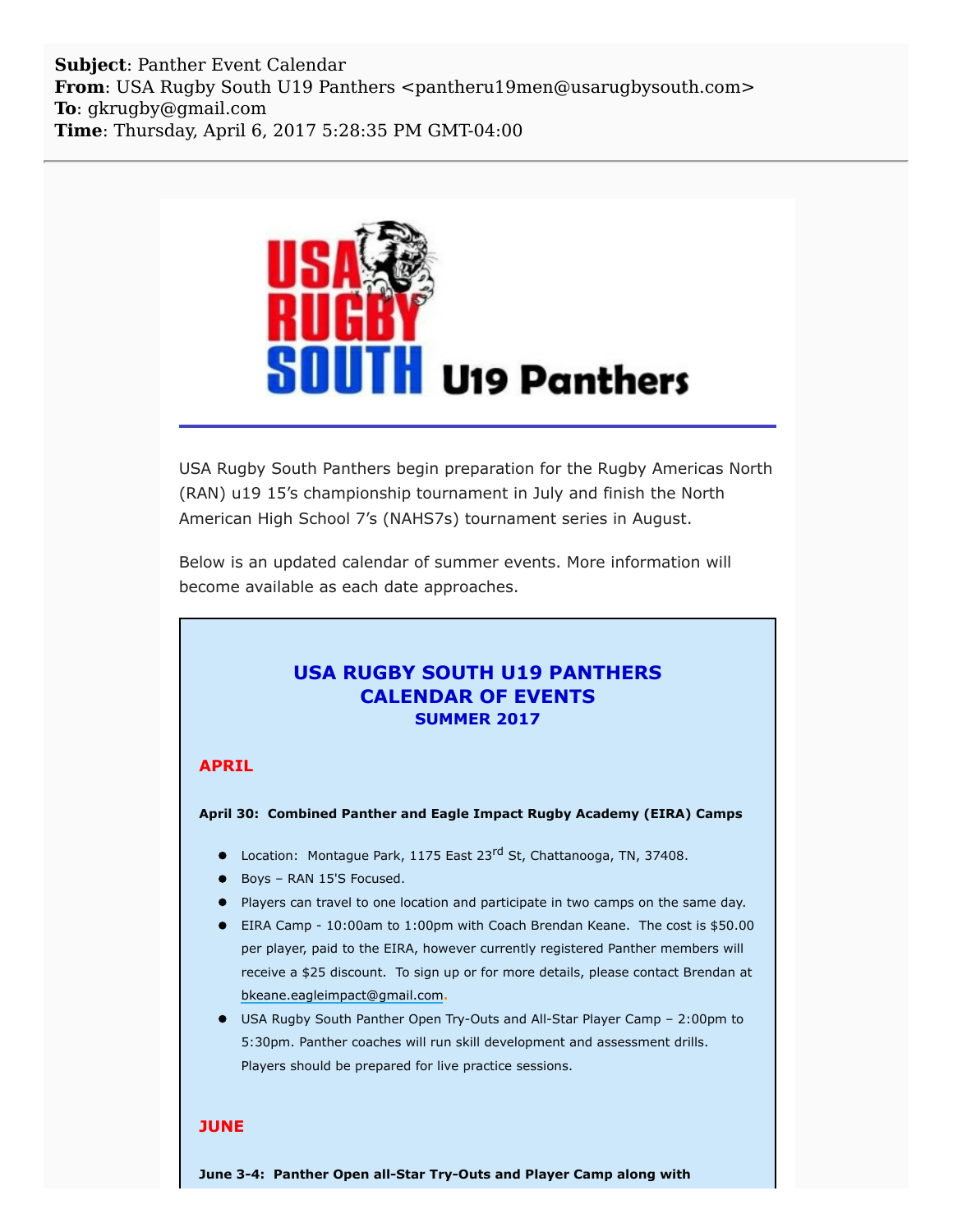**Subject**: Panther Event Calendar
**From**: USA Rugby South U19 Panthers <pantheru19men@usarugbysouth.com>
**To**: gkrugby@gmail.com
**Time**: Thursday, April 6, 2017 5:28:35 PM GMT-04:00

USA Rugby South Panthers begin preparation for the Rugby Americas North (RAN) u19 15's championship tournament in July and finish the North American High School 7's (NAHS7s) tournament series in August.

Below is an updated calendar of summer events. More information will become available as each date approaches.

## USA RUGBY SOUTH U19 PANTHERS CALENDAR OF EVENTS

### SUMMER 2017

### APRIL

**April 30: Combined Panther and Eagle Impact Rugby Academy (EIRA) Camps**

- Location: Montague Park, 1175 East 23rd St, Chattanooga, TN, 37408.
- Boys – RAN 15'S Focused.
- Players can travel to one location and participate in two camps on the same day.
- EIRA Camp - 10:00am to 1:00pm with Coach Brendan Keane. The cost is $50.00 per player, paid to the EIRA, however currently registered Panther members will receive a $25 discount. To sign up or for more details, please contact Brendan at bkeane.eagleimpact@gmail.com.
- USA Rugby South Panther Open Try-Outs and All-Star Player Camp – 2:00pm to 5:30pm. Panther coaches will run skill development and assessment drills. Players should be prepared for live practice sessions.

### JUNE

**June 3-4: Panther Open all-Star Try-Outs and Player Camp along with**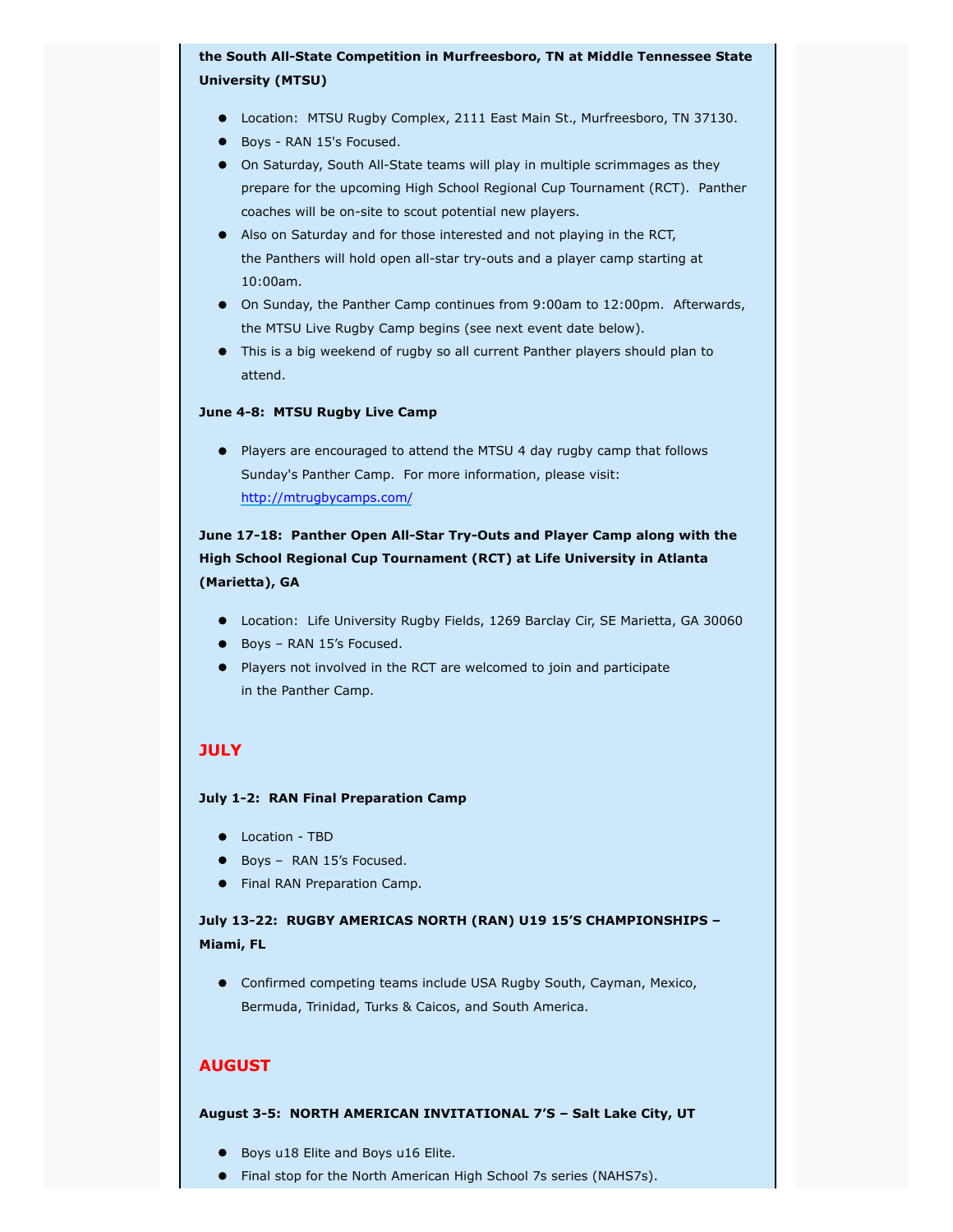**the South All-State Competition in Murfreesboro, TN at Middle Tennessee State University (MTSU)**

- Location: MTSU Rugby Complex, 2111 East Main St., Murfreesboro, TN 37130.
- Boys - RAN 15's Focused.
- On Saturday, South All-State teams will play in multiple scrimmages as they prepare for the upcoming High School Regional Cup Tournament (RCT). Panther coaches will be on-site to scout potential new players.
- Also on Saturday and for those interested and not playing in the RCT, the Panthers will hold open all-star try-outs and a player camp starting at 10:00am.
- On Sunday, the Panther Camp continues from 9:00am to 12:00pm. Afterwards, the MTSU Live Rugby Camp begins (see next event date below).
- This is a big weekend of rugby so all current Panther players should plan to attend.

**June 4-8: MTSU Rugby Live Camp**

- Players are encouraged to attend the MTSU 4 day rugby camp that follows Sunday's Panther Camp. For more information, please visit: http://mtrugbycamps.com/

**June 17-18: Panther Open All-Star Try-Outs and Player Camp along with the High School Regional Cup Tournament (RCT) at Life University in Atlanta (Marietta), GA**

- Location: Life University Rugby Fields, 1269 Barclay Cir, SE Marietta, GA 30060
- Boys – RAN 15's Focused.
- Players not involved in the RCT are welcomed to join and participate in the Panther Camp.

## JULY

**July 1-2: RAN Final Preparation Camp**

- Location - TBD
- Boys – RAN 15's Focused.
- Final RAN Preparation Camp.

**July 13-22: RUGBY AMERICAS NORTH (RAN) U19 15'S CHAMPIONSHIPS – Miami, FL**

- Confirmed competing teams include USA Rugby South, Cayman, Mexico, Bermuda, Trinidad, Turks & Caicos, and South America.

## AUGUST

**August 3-5: NORTH AMERICAN INVITATIONAL 7'S – Salt Lake City, UT**

- Boys u18 Elite and Boys u16 Elite.
- Final stop for the North American High School 7s series (NAHS7s).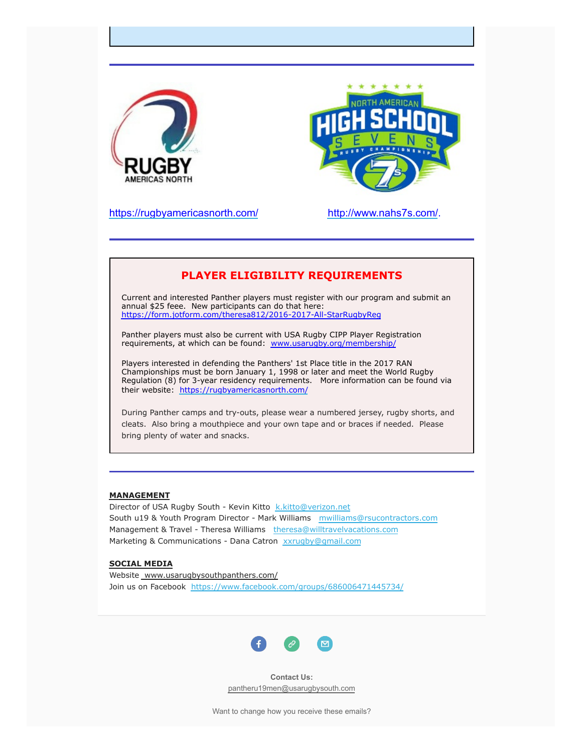https://rugbyamericasnorth.com/

http://www.nahs7s.com/.

## PLAYER ELIGIBILITY REQUIREMENTS

Current and interested Panther players must register with our program and submit an annual $25 feee. New participants can do that here: https://form.jotform.com/theresa812/2016-2017-All-StarRugbyReg

Panther players must also be current with USA Rugby CIPP Player Registration requirements, at which can be found: www.usarugby.org/membership/

Players interested in defending the Panthers' 1st Place title in the 2017 RAN Championships must be born January 1, 1998 or later and meet the World Rugby Regulation (8) for 3-year residency requirements. More information can be found via their website: https://rugbyamericasnorth.com/

During Panther camps and try-outs, please wear a numbered jersey, rugby shorts, and cleats. Also bring a mouthpiece and your own tape and or braces if needed. Please bring plenty of water and snacks.

**MANAGEMENT**

Director of USA Rugby South - Kevin Kitto k.kitto@verizon.net
South u19 & Youth Program Director - Mark Williams mwilliams@rsucontractors.com
Management & Travel - Theresa Williams theresa@willtravelvacations.com
Marketing & Communications - Dana Catron xxrugby@gmail.com

**SOCIAL MEDIA**

Website www.usarugbysouthpanthers.com/
Join us on Facebook https://www.facebook.com/groups/686006471445734/

**Contact Us:**
pantheru19men@usarugbysouth.com

Want to change how you receive these emails?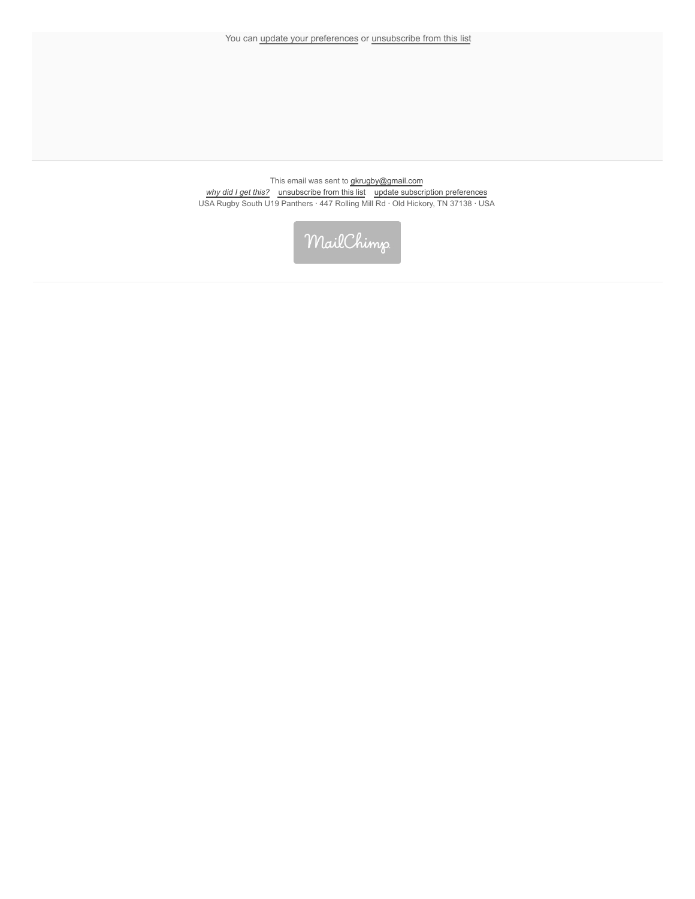You can update your preferences or unsubscribe from this list

This email was sent to gkrugby@gmail.com

*why did I get this?* unsubscribe from this list update subscription preferences

USA Rugby South U19 Panthers · 447 Rolling Mill Rd · Old Hickory, TN 37138 · USA

MailChimp